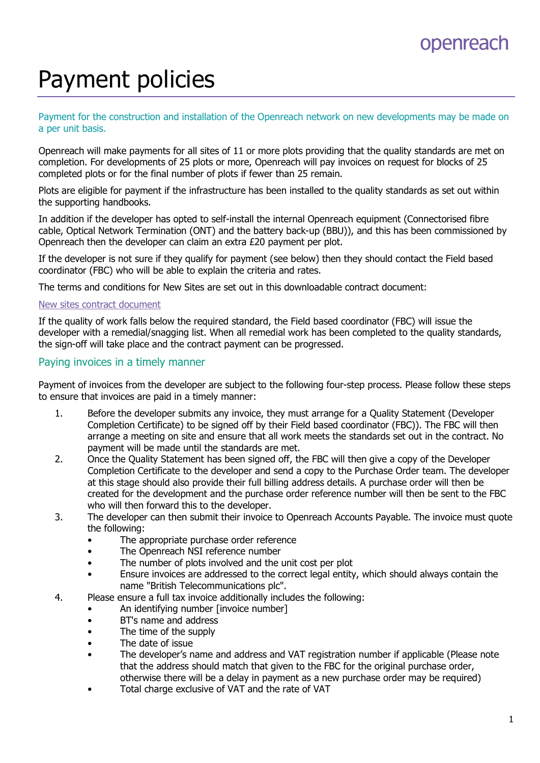# Payment policies

Payment for the construction and installation of the Openreach network on new developments may be made on a per unit basis.

Openreach will make payments for all sites of 11 or more plots providing that the quality standards are met on completion. For developments of 25 plots or more, Openreach will pay invoices on request for blocks of 25 completed plots or for the final number of plots if fewer than 25 remain.

Plots are eligible for payment if the infrastructure has been installed to the quality standards as set out within the supporting handbooks.

In addition if the developer has opted to self-install the internal Openreach equipment (Connectorised fibre cable, Optical Network Termination (ONT) and the battery back-up (BBU)), and this has been commissioned by Openreach then the developer can claim an extra £20 payment per plot.

If the developer is not sure if they qualify for payment (see below) then they should contact the Field based coordinator (FBC) who will be able to explain the criteria and rates.

The terms and conditions for New Sites are set out in this downloadable contract document:

New sites contract document

If the quality of work falls below the required standard, the Field based coordinator (FBC) will issue the developer with a remedial/snagging list. When all remedial work has been completed to the quality standards, the sign-off will take place and the contract payment can be progressed.

## Paying invoices in a timely manner

Payment of invoices from the developer are subject to the following four-step process. Please follow these steps to ensure that invoices are paid in a timely manner:

1. Before the developer submits any invoice, they must arrange for a Quality Statement (Developer Completion Certificate) to be signed off by their Field based coordinator (FBC)). The FBC will then arrange a meeting on site and ensure that all work meets the standards set out in the contract. No payment will be made until the standards are met.
2. Once the Quality Statement has been signed off, the FBC will then give a copy of the Developer Completion Certificate to the developer and send a copy to the Purchase Order team. The developer at this stage should also provide their full billing address details. A purchase order will then be created for the development and the purchase order reference number will then be sent to the FBC who will then forward this to the developer.
3. The developer can then submit their invoice to Openreach Accounts Payable. The invoice must quote the following:
   - The appropriate purchase order reference
   - The Openreach NSI reference number
   - The number of plots involved and the unit cost per plot
   - Ensure invoices are addressed to the correct legal entity, which should always contain the name "British Telecommunications plc".
4. Please ensure a full tax invoice additionally includes the following:
   - An identifying number [invoice number]
   - BT's name and address
   - The time of the supply
   - The date of issue
   - The developer's name and address and VAT registration number if applicable (Please note that the address should match that given to the FBC for the original purchase order, otherwise there will be a delay in payment as a new purchase order may be required)
   - Total charge exclusive of VAT and the rate of VAT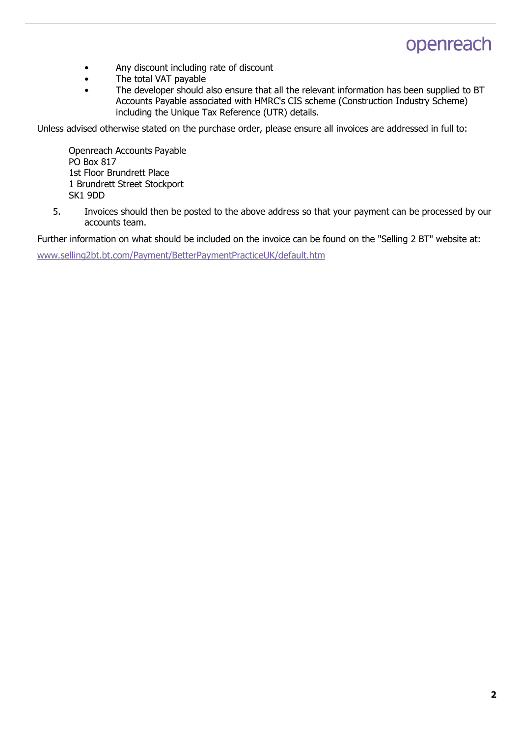- Any discount including rate of discount
- The total VAT payable
- The developer should also ensure that all the relevant information has been supplied to BT Accounts Payable associated with HMRC's CIS scheme (Construction Industry Scheme) including the Unique Tax Reference (UTR) details.

Unless advised otherwise stated on the purchase order, please ensure all invoices are addressed in full to:

> Openreach Accounts Payable
> PO Box 817
> 1st Floor Brundrett Place
> 1 Brundrett Street Stockport
> SK1 9DD

5. Invoices should then be posted to the above address so that your payment can be processed by our accounts team.

Further information on what should be included on the invoice can be found on the "Selling 2 BT" website at:

[www.selling2bt.bt.com/Payment/BetterPaymentPracticeUK/default.htm](www.selling2bt.bt.com/Payment/BetterPaymentPracticeUK/default.htm)